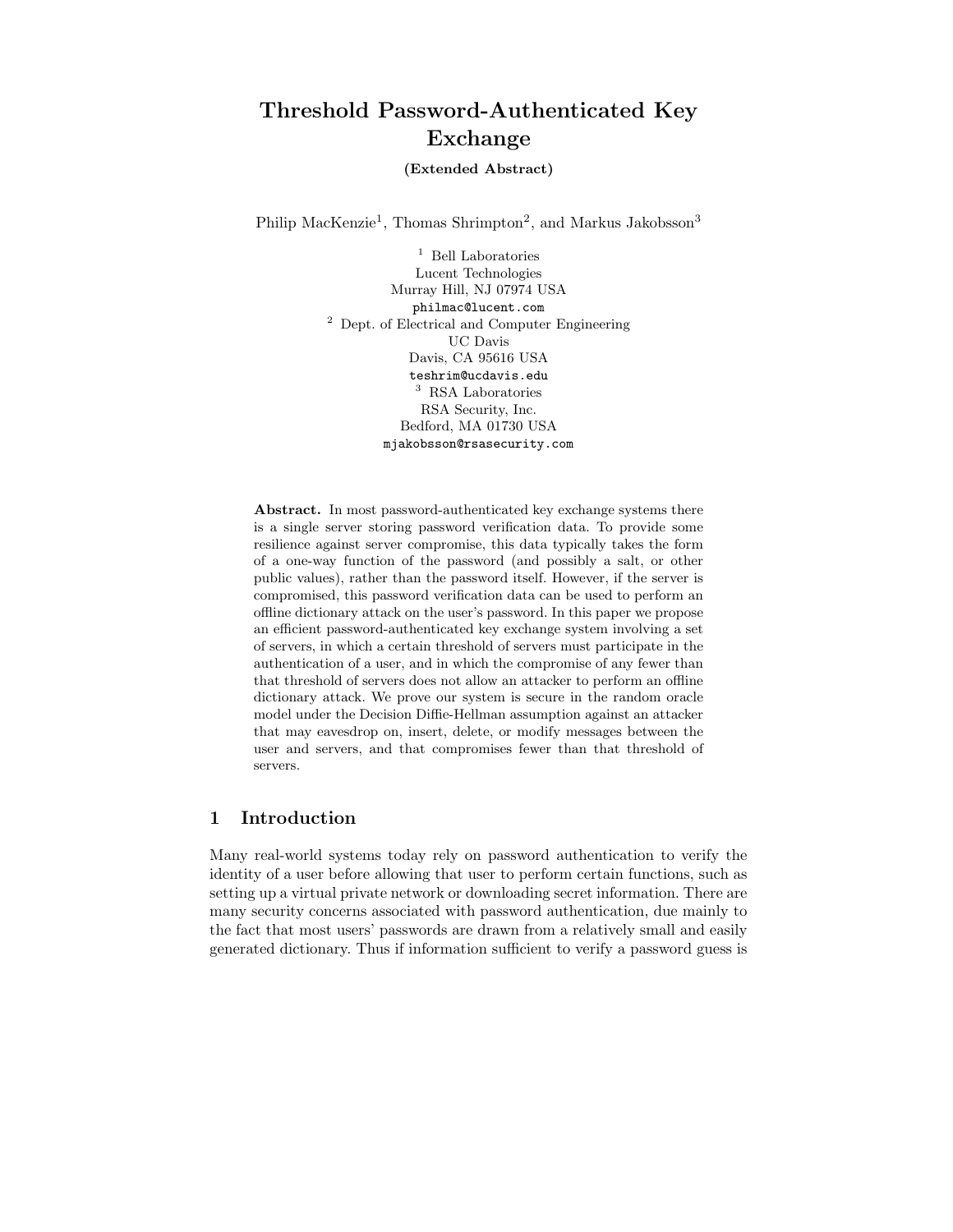# Threshold Password-Authenticated Key Exchange

**(Extended Abstract)**

Philip MacKenzie[1], Thomas Shrimpton[2], and Markus Jakobsson[3]

[1] Bell Laboratories
Lucent Technologies
Murray Hill, NJ 07974 USA
`philmac@lucent.com`

[2] Dept. of Electrical and Computer Engineering
UC Davis
Davis, CA 95616 USA
`teshrim@ucdavis.edu`

[3] RSA Laboratories
RSA Security, Inc.
Bedford, MA 01730 USA
`mjakobsson@rsasecurity.com`

**Abstract.** In most password-authenticated key exchange systems there is a single server storing password verification data. To provide some resilience against server compromise, this data typically takes the form of a one-way function of the password (and possibly a salt, or other public values), rather than the password itself. However, if the server is compromised, this password verification data can be used to perform an offline dictionary attack on the user's password. In this paper we propose an efficient password-authenticated key exchange system involving a set of servers, in which a certain threshold of servers must participate in the authentication of a user, and in which the compromise of any fewer than that threshold of servers does not allow an attacker to perform an offline dictionary attack. We prove our system is secure in the random oracle model under the Decision Diffie-Hellman assumption against an attacker that may eavesdrop on, insert, delete, or modify messages between the user and servers, and that compromises fewer than that threshold of servers.

## 1 Introduction

Many real-world systems today rely on password authentication to verify the identity of a user before allowing that user to perform certain functions, such as setting up a virtual private network or downloading secret information. There are many security concerns associated with password authentication, due mainly to the fact that most users' passwords are drawn from a relatively small and easily generated dictionary. Thus if information sufficient to verify a password guess is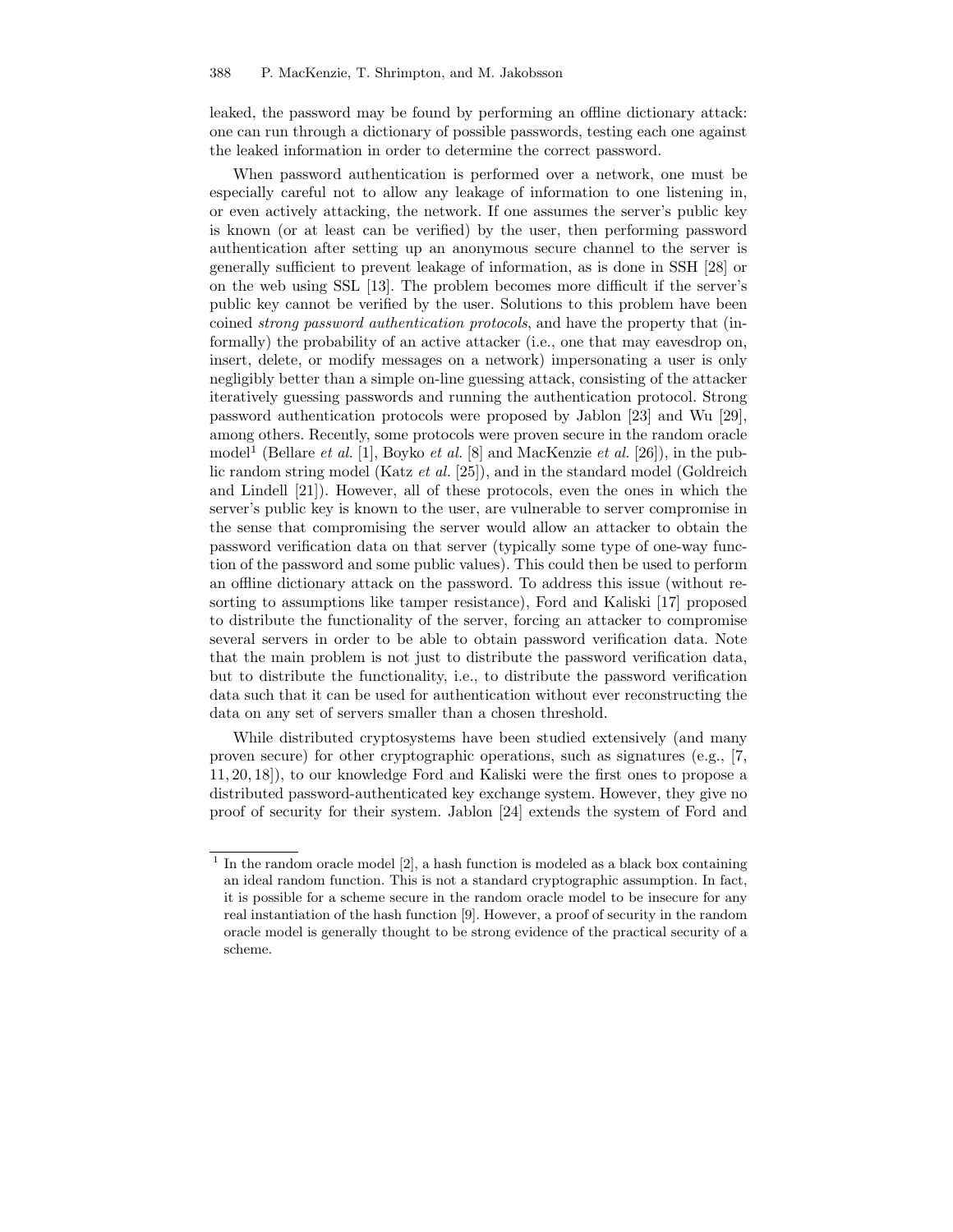leaked, the password may be found by performing an offline dictionary attack: one can run through a dictionary of possible passwords, testing each one against the leaked information in order to determine the correct password.

When password authentication is performed over a network, one must be especially careful not to allow any leakage of information to one listening in, or even actively attacking, the network. If one assumes the server's public key is known (or at least can be verified) by the user, then performing password authentication after setting up an anonymous secure channel to the server is generally sufficient to prevent leakage of information, as is done in SSH [28] or on the web using SSL [13]. The problem becomes more difficult if the server's public key cannot be verified by the user. Solutions to this problem have been coined *strong password authentication protocols*, and have the property that (informally) the probability of an active attacker (i.e., one that may eavesdrop on, insert, delete, or modify messages on a network) impersonating a user is only negligibly better than a simple on-line guessing attack, consisting of the attacker iteratively guessing passwords and running the authentication protocol. Strong password authentication protocols were proposed by Jablon [23] and Wu [29], among others. Recently, some protocols were proven secure in the random oracle model[1] (Bellare *et al.* [1], Boyko *et al.* [8] and MacKenzie *et al.* [26]), in the public random string model (Katz *et al.* [25]), and in the standard model (Goldreich and Lindell [21]). However, all of these protocols, even the ones in which the server's public key is known to the user, are vulnerable to server compromise in the sense that compromising the server would allow an attacker to obtain the password verification data on that server (typically some type of one-way function of the password and some public values). This could then be used to perform an offline dictionary attack on the password. To address this issue (without resorting to assumptions like tamper resistance), Ford and Kaliski [17] proposed to distribute the functionality of the server, forcing an attacker to compromise several servers in order to be able to obtain password verification data. Note that the main problem is not just to distribute the password verification data, but to distribute the functionality, i.e., to distribute the password verification data such that it can be used for authentication without ever reconstructing the data on any set of servers smaller than a chosen threshold.

While distributed cryptosystems have been studied extensively (and many proven secure) for other cryptographic operations, such as signatures (e.g., [7, 11, 20, 18]), to our knowledge Ford and Kaliski were the first ones to propose a distributed password-authenticated key exchange system. However, they give no proof of security for their system. Jablon [24] extends the system of Ford and

[1] In the random oracle model [2], a hash function is modeled as a black box containing an ideal random function. This is not a standard cryptographic assumption. In fact, it is possible for a scheme secure in the random oracle model to be insecure for any real instantiation of the hash function [9]. However, a proof of security in the random oracle model is generally thought to be strong evidence of the practical security of a scheme.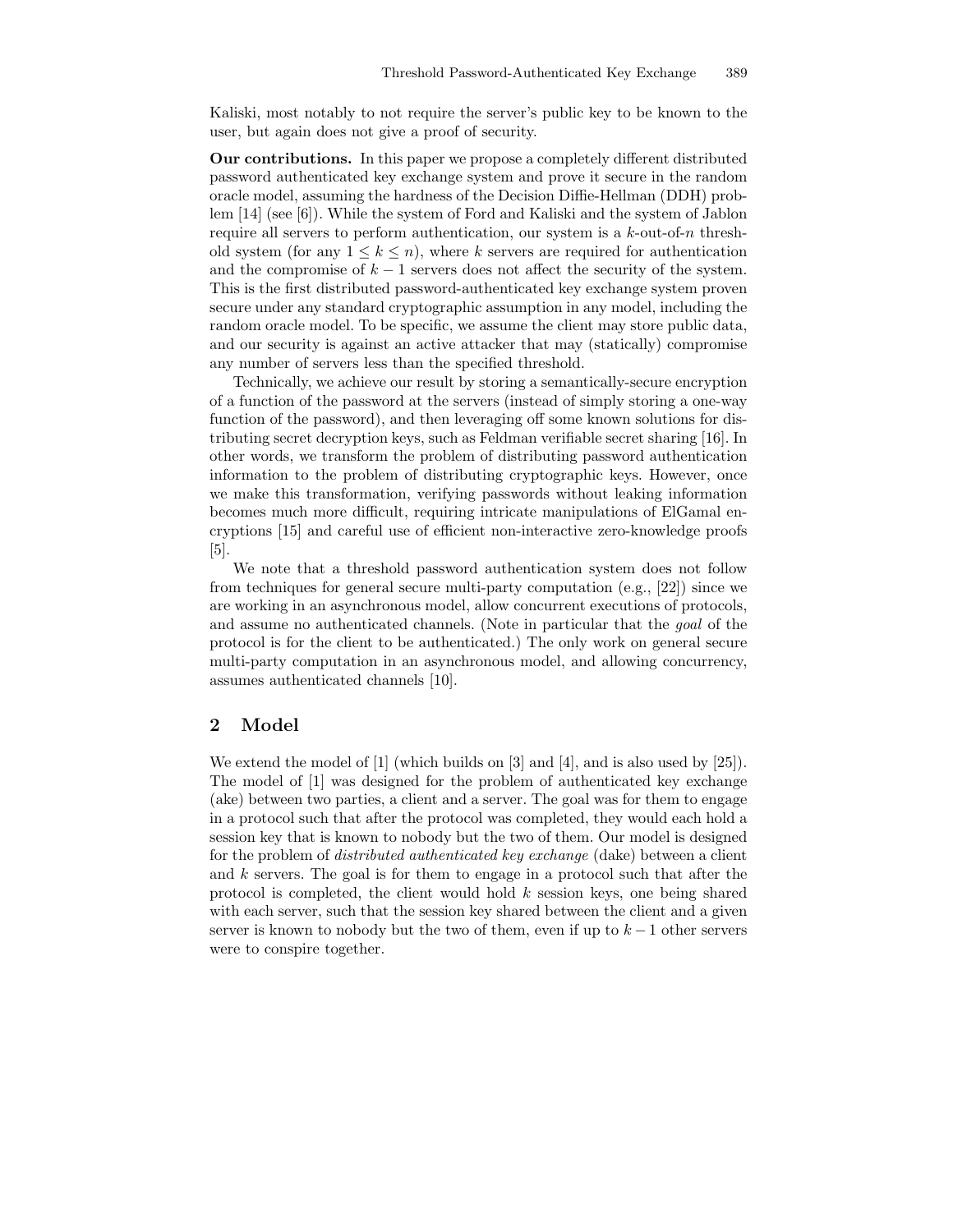Kaliski, most notably to not require the server's public key to be known to the user, but again does not give a proof of security.

**Our contributions.** In this paper we propose a completely different distributed password authenticated key exchange system and prove it secure in the random oracle model, assuming the hardness of the Decision Diffie-Hellman (DDH) problem [14] (see [6]). While the system of Ford and Kaliski and the system of Jablon require all servers to perform authentication, our system is a $k$-out-of-$n$ threshold system (for any $1 \leq k \leq n$), where $k$ servers are required for authentication and the compromise of $k-1$ servers does not affect the security of the system. This is the first distributed password-authenticated key exchange system proven secure under any standard cryptographic assumption in any model, including the random oracle model. To be specific, we assume the client may store public data, and our security is against an active attacker that may (statically) compromise any number of servers less than the specified threshold.

Technically, we achieve our result by storing a semantically-secure encryption of a function of the password at the servers (instead of simply storing a one-way function of the password), and then leveraging off some known solutions for distributing secret decryption keys, such as Feldman verifiable secret sharing [16]. In other words, we transform the problem of distributing password authentication information to the problem of distributing cryptographic keys. However, once we make this transformation, verifying passwords without leaking information becomes much more difficult, requiring intricate manipulations of ElGamal encryptions [15] and careful use of efficient non-interactive zero-knowledge proofs [5].

We note that a threshold password authentication system does not follow from techniques for general secure multi-party computation (e.g., [22]) since we are working in an asynchronous model, allow concurrent executions of protocols, and assume no authenticated channels. (Note in particular that the *goal* of the protocol is for the client to be authenticated.) The only work on general secure multi-party computation in an asynchronous model, and allowing concurrency, assumes authenticated channels [10].

## 2 Model

We extend the model of [1] (which builds on [3] and [4], and is also used by [25]). The model of [1] was designed for the problem of authenticated key exchange (ake) between two parties, a client and a server. The goal was for them to engage in a protocol such that after the protocol was completed, they would each hold a session key that is known to nobody but the two of them. Our model is designed for the problem of *distributed authenticated key exchange* (dake) between a client and $k$ servers. The goal is for them to engage in a protocol such that after the protocol is completed, the client would hold $k$ session keys, one being shared with each server, such that the session key shared between the client and a given server is known to nobody but the two of them, even if up to $k-1$ other servers were to conspire together.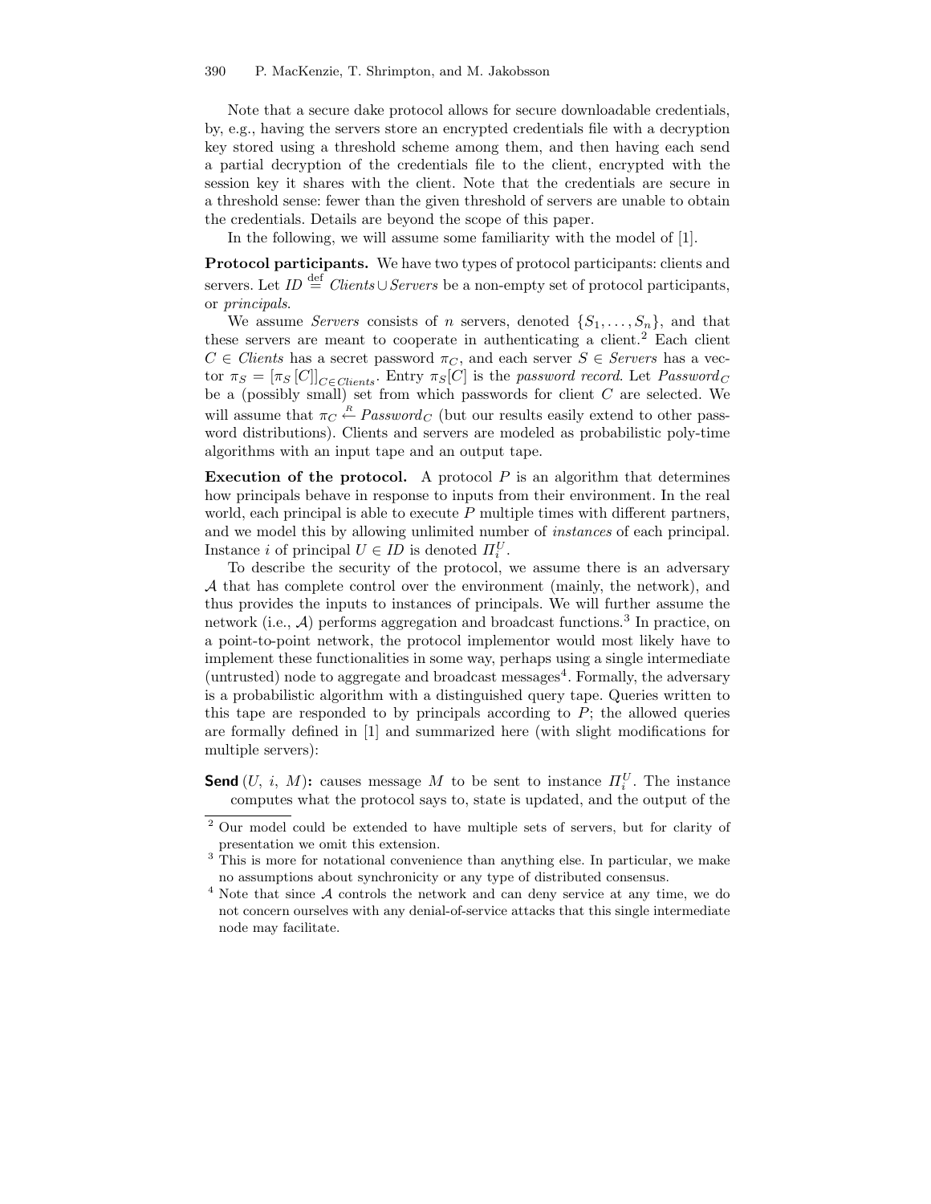Note that a secure dake protocol allows for secure downloadable credentials, by, e.g., having the servers store an encrypted credentials file with a decryption key stored using a threshold scheme among them, and then having each send a partial decryption of the credentials file to the client, encrypted with the session key it shares with the client. Note that the credentials are secure in a threshold sense: fewer than the given threshold of servers are unable to obtain the credentials. Details are beyond the scope of this paper.

In the following, we will assume some familiarity with the model of [1].

**Protocol participants.** We have two types of protocol participants: clients and servers. Let $ID \stackrel{\text{def}}{=} \mathit{Clients} \cup \mathit{Servers}$ be a non-empty set of protocol participants, or *principals*.

We assume *Servers* consists of $n$ servers, denoted $\{S_1, \ldots, S_n\}$, and that these servers are meant to cooperate in authenticating a client.[2] Each client $C \in \mathit{Clients}$ has a secret password $\pi_C$, and each server $S \in \mathit{Servers}$ has a vector $\pi_S = [\pi_S[C]]_{C \in \mathit{Clients}}$. Entry $\pi_S[C]$ is the *password record*. Let $\mathit{Password}_C$ be a (possibly small) set from which passwords for client $C$ are selected. We will assume that $\pi_C \stackrel{R}{\leftarrow} \mathit{Password}_C$ (but our results easily extend to other password distributions). Clients and servers are modeled as probabilistic poly-time algorithms with an input tape and an output tape.

**Execution of the protocol.** A protocol $P$ is an algorithm that determines how principals behave in response to inputs from their environment. In the real world, each principal is able to execute $P$ multiple times with different partners, and we model this by allowing unlimited number of *instances* of each principal. Instance $i$ of principal $U \in ID$ is denoted $\Pi_i^U$.

To describe the security of the protocol, we assume there is an adversary $\mathcal{A}$ that has complete control over the environment (mainly, the network), and thus provides the inputs to instances of principals. We will further assume the network (i.e., $\mathcal{A}$) performs aggregation and broadcast functions.[3] In practice, on a point-to-point network, the protocol implementor would most likely have to implement these functionalities in some way, perhaps using a single intermediate (untrusted) node to aggregate and broadcast messages[4]. Formally, the adversary is a probabilistic algorithm with a distinguished query tape. Queries written to this tape are responded to by principals according to $P$; the allowed queries are formally defined in [1] and summarized here (with slight modifications for multiple servers):

**Send** $(U, i, M)$**:** causes message $M$ to be sent to instance $\Pi_i^U$. The instance computes what the protocol says to, state is updated, and the output of the

---

[2] Our model could be extended to have multiple sets of servers, but for clarity of presentation we omit this extension.

[3] This is more for notational convenience than anything else. In particular, we make no assumptions about synchronicity or any type of distributed consensus.

[4] Note that since $\mathcal{A}$ controls the network and can deny service at any time, we do not concern ourselves with any denial-of-service attacks that this single intermediate node may facilitate.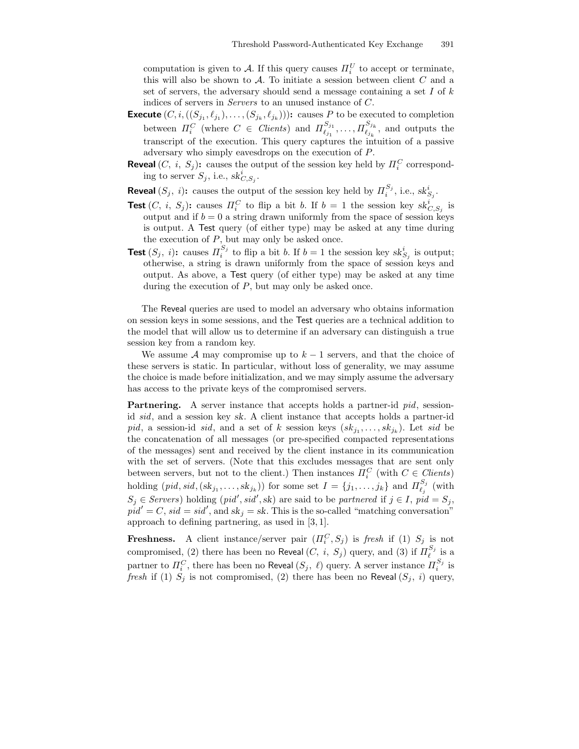computation is given to $\mathcal{A}$. If this query causes $\Pi_i^U$ to accept or terminate, this will also be shown to $\mathcal{A}$. To initiate a session between client $C$ and a set of servers, the adversary should send a message containing a set $I$ of $k$ indices of servers in *Servers* to an unused instance of $C$.

- **Execute** $(C, i, ((S_{j_1}, \ell_{j_1}), \ldots, (S_{j_k}, \ell_{j_k})))$**:** causes $P$ to be executed to completion between $\Pi_i^C$ (where $C \in$ *Clients*) and $\Pi_{\ell_{j_1}}^{S_{j_1}}, \ldots, \Pi_{\ell_{j_k}}^{S_{j_k}}$, and outputs the transcript of the execution. This query captures the intuition of a passive adversary who simply eavesdrops on the execution of $P$.
- **Reveal** $(C, i, S_j)$**:** causes the output of the session key held by $\Pi_i^C$ corresponding to server $S_j$, i.e., $sk_{C,S_j}^i$.
- **Reveal** $(S_j, i)$**:** causes the output of the session key held by $\Pi_i^{S_j}$, i.e., $sk_{S_j}^i$.
- **Test** $(C, i, S_j)$**:** causes $\Pi_i^C$ to flip a bit $b$. If $b = 1$ the session key $sk_{C,S_j}^i$ is output and if $b = 0$ a string drawn uniformly from the space of session keys is output. A Test query (of either type) may be asked at any time during the execution of $P$, but may only be asked once.
- **Test** $(S_j, i)$**:** causes $\Pi_i^{S_j}$ to flip a bit $b$. If $b = 1$ the session key $sk_{S_j}^i$ is output; otherwise, a string is drawn uniformly from the space of session keys and output. As above, a Test query (of either type) may be asked at any time during the execution of $P$, but may only be asked once.

The Reveal queries are used to model an adversary who obtains information on session keys in some sessions, and the Test queries are a technical addition to the model that will allow us to determine if an adversary can distinguish a true session key from a random key.

We assume $\mathcal{A}$ may compromise up to $k-1$ servers, and that the choice of these servers is static. In particular, without loss of generality, we may assume the choice is made before initialization, and we may simply assume the adversary has access to the private keys of the compromised servers.

**Partnering.** A server instance that accepts holds a partner-id *pid*, session-id *sid*, and a session key *sk*. A client instance that accepts holds a partner-id *pid*, a session-id *sid*, and a set of $k$ session keys $(sk_{j_1}, \ldots, sk_{j_k})$. Let *sid* be the concatenation of all messages (or pre-specified compacted representations of the messages) sent and received by the client instance in its communication with the set of servers. (Note that this excludes messages that are sent only between servers, but not to the client.) Then instances $\Pi_i^C$ (with $C \in$ *Clients*) holding $(pid, sid, (sk_{j_1}, \ldots, sk_{j_k}))$ for some set $I = \{j_1, \ldots, j_k\}$ and $\Pi_{\ell_j}^{S_j}$ (with $S_j \in$ *Servers*) holding $(pid', sid', sk)$ are said to be *partnered* if $j \in I$, $pid = S_j$, $pid' = C$, $sid = sid'$, and $sk_j = sk$. This is the so-called "matching conversation" approach to defining partnering, as used in [3, 1].

**Freshness.** A client instance/server pair $(\Pi_i^C, S_j)$ is *fresh* if (1) $S_j$ is not compromised, (2) there has been no Reveal $(C, i, S_j)$ query, and (3) if $\Pi_\ell^{S_j}$ is a partner to $\Pi_i^C$, there has been no Reveal $(S_j, \ell)$ query. A server instance $\Pi_i^{S_j}$ is *fresh* if (1) $S_j$ is not compromised, (2) there has been no Reveal $(S_j, i)$ query,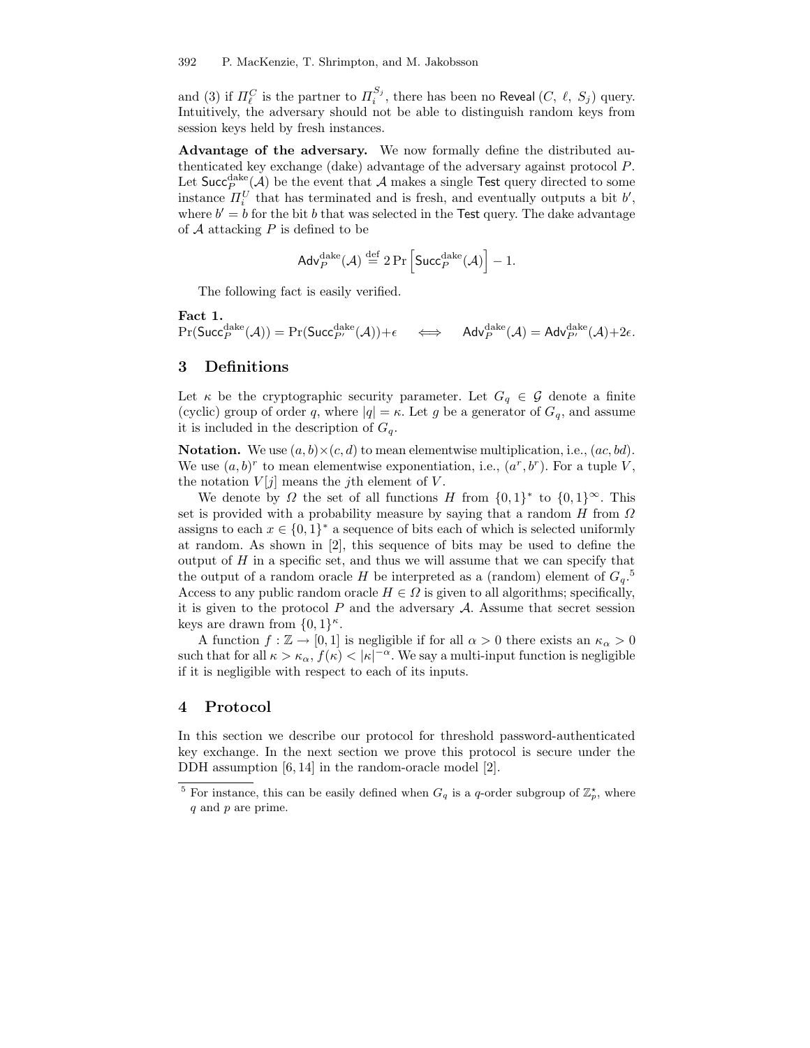and (3) if $\Pi_\ell^C$ is the partner to $\Pi_i^{S_j}$, there has been no $\mathsf{Reveal}\,(C,\ \ell,\ S_j)$ query. Intuitively, the adversary should not be able to distinguish random keys from session keys held by fresh instances.

**Advantage of the adversary.** We now formally define the distributed authenticated key exchange (dake) advantage of the adversary against protocol $P$. Let $\mathsf{Succ}_P^{\mathrm{dake}}(\mathcal{A})$ be the event that $\mathcal{A}$ makes a single $\mathsf{Test}$ query directed to some instance $\Pi_i^U$ that has terminated and is fresh, and eventually outputs a bit $b'$, where $b' = b$ for the bit $b$ that was selected in the $\mathsf{Test}$ query. The dake advantage of $\mathcal{A}$ attacking $P$ is defined to be

$$\mathsf{Adv}_P^{\mathrm{dake}}(\mathcal{A}) \stackrel{\mathrm{def}}{=} 2\Pr\left[\mathsf{Succ}_P^{\mathrm{dake}}(\mathcal{A})\right] - 1.$$

The following fact is easily verified.

**Fact 1.**
$\Pr(\mathsf{Succ}_P^{\mathrm{dake}}(\mathcal{A})) = \Pr(\mathsf{Succ}_{P'}^{\mathrm{dake}}(\mathcal{A})) + \epsilon \quad \Longleftrightarrow \quad \mathsf{Adv}_P^{\mathrm{dake}}(\mathcal{A}) = \mathsf{Adv}_{P'}^{\mathrm{dake}}(\mathcal{A}) + 2\epsilon.$

## 3 Definitions

Let $\kappa$ be the cryptographic security parameter. Let $G_q \in \mathcal{G}$ denote a finite (cyclic) group of order $q$, where $|q| = \kappa$. Let $g$ be a generator of $G_q$, and assume it is included in the description of $G_q$.

**Notation.** We use $(a, b) \times (c, d)$ to mean elementwise multiplication, i.e., $(ac, bd)$. We use $(a, b)^r$ to mean elementwise exponentiation, i.e., $(a^r, b^r)$. For a tuple $V$, the notation $V[j]$ means the $j$th element of $V$.

We denote by $\Omega$ the set of all functions $H$ from $\{0,1\}^*$ to $\{0,1\}^\infty$. This set is provided with a probability measure by saying that a random $H$ from $\Omega$ assigns to each $x \in \{0,1\}^*$ a sequence of bits each of which is selected uniformly at random. As shown in [2], this sequence of bits may be used to define the output of $H$ in a specific set, and thus we will assume that we can specify that the output of a random oracle $H$ be interpreted as a (random) element of $G_q$.[5] Access to any public random oracle $H \in \Omega$ is given to all algorithms; specifically, it is given to the protocol $P$ and the adversary $\mathcal{A}$. Assume that secret session keys are drawn from $\{0,1\}^\kappa$.

A function $f : \mathbb{Z} \to [0, 1]$ is negligible if for all $\alpha > 0$ there exists an $\kappa_\alpha > 0$ such that for all $\kappa > \kappa_\alpha$, $f(\kappa) < |\kappa|^{-\alpha}$. We say a multi-input function is negligible if it is negligible with respect to each of its inputs.

## 4 Protocol

In this section we describe our protocol for threshold password-authenticated key exchange. In the next section we prove this protocol is secure under the DDH assumption [6, 14] in the random-oracle model [2].

[5] For instance, this can be easily defined when $G_q$ is a $q$-order subgroup of $\mathbb{Z}_p^\star$, where $q$ and $p$ are prime.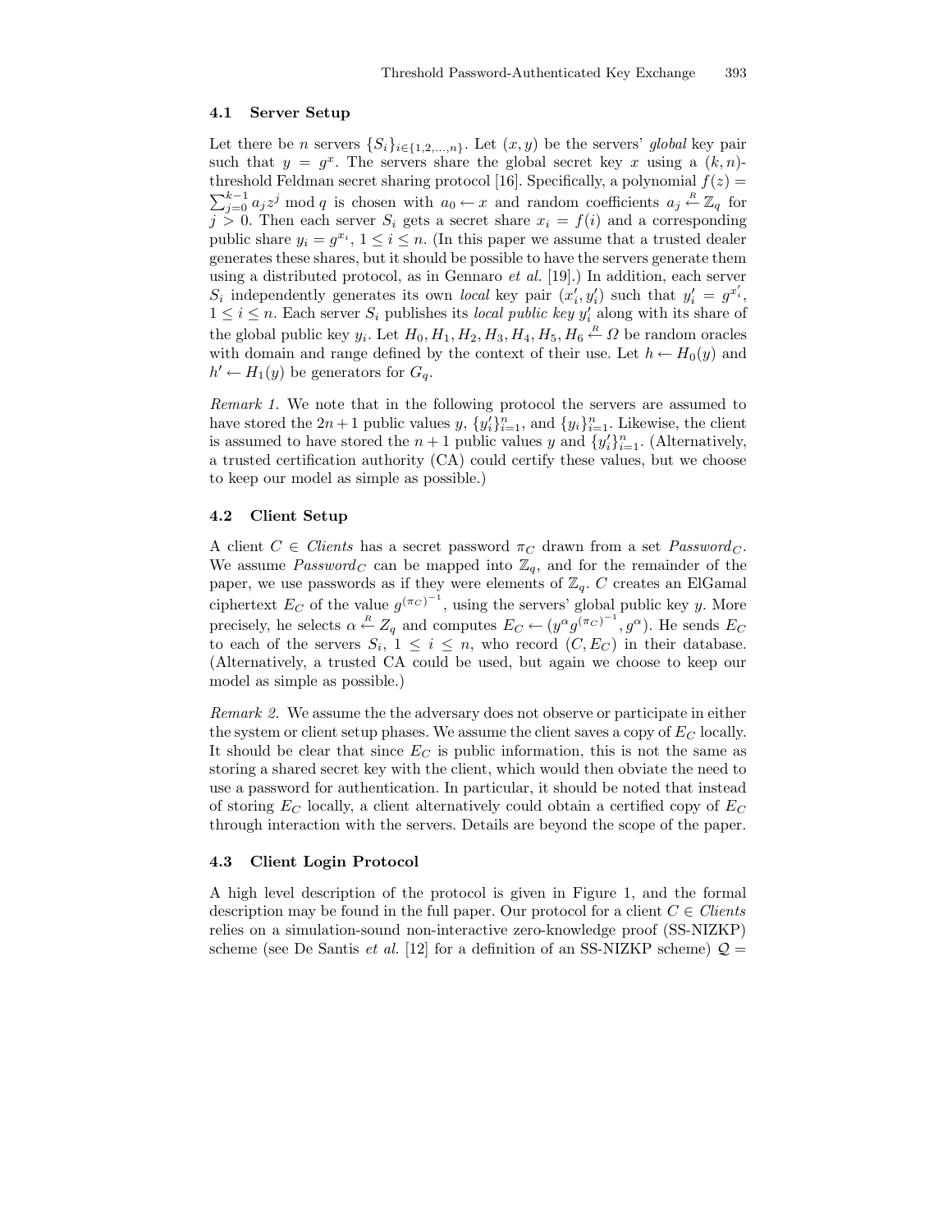### 4.1 Server Setup

Let there be $n$ servers $\{S_i\}_{i \in \{1,2,\ldots,n\}}$. Let $(x, y)$ be the servers' *global* key pair such that $y = g^x$. The servers share the global secret key $x$ using a $(k, n)$-threshold Feldman secret sharing protocol [16]. Specifically, a polynomial $f(z) = \sum_{j=0}^{k-1} a_j z^j \bmod q$ is chosen with $a_0 \leftarrow x$ and random coefficients $a_j \xleftarrow{R} \mathbb{Z}_q$ for $j > 0$. Then each server $S_i$ gets a secret share $x_i = f(i)$ and a corresponding public share $y_i = g^{x_i}$, $1 \leq i \leq n$. (In this paper we assume that a trusted dealer generates these shares, but it should be possible to have the servers generate them using a distributed protocol, as in Gennaro *et al.* [19].) In addition, each server $S_i$ independently generates its own *local* key pair $(x'_i, y'_i)$ such that $y'_i = g^{x'_i}$, $1 \leq i \leq n$. Each server $S_i$ publishes its *local public key* $y'_i$ along with its share of the global public key $y_i$. Let $H_0, H_1, H_2, H_3, H_4, H_5, H_6 \xleftarrow{R} \Omega$ be random oracles with domain and range defined by the context of their use. Let $h \leftarrow H_0(y)$ and $h' \leftarrow H_1(y)$ be generators for $G_q$.

*Remark 1.* We note that in the following protocol the servers are assumed to have stored the $2n+1$ public values $y$, $\{y'_i\}_{i=1}^n$, and $\{y_i\}_{i=1}^n$. Likewise, the client is assumed to have stored the $n+1$ public values $y$ and $\{y'_i\}_{i=1}^n$. (Alternatively, a trusted certification authority (CA) could certify these values, but we choose to keep our model as simple as possible.)

### 4.2 Client Setup

A client $C \in$ *Clients* has a secret password $\pi_C$ drawn from a set *Password*$_C$. We assume *Password*$_C$ can be mapped into $\mathbb{Z}_q$, and for the remainder of the paper, we use passwords as if they were elements of $\mathbb{Z}_q$. $C$ creates an ElGamal ciphertext $E_C$ of the value $g^{(\pi_C)^{-1}}$, using the servers' global public key $y$. More precisely, he selects $\alpha \xleftarrow{R} Z_q$ and computes $E_C \leftarrow (y^\alpha g^{(\pi_C)^{-1}}, g^\alpha)$. He sends $E_C$ to each of the servers $S_i$, $1 \leq i \leq n$, who record $(C, E_C)$ in their database. (Alternatively, a trusted CA could be used, but again we choose to keep our model as simple as possible.)

*Remark 2.* We assume the the adversary does not observe or participate in either the system or client setup phases. We assume the client saves a copy of $E_C$ locally. It should be clear that since $E_C$ is public information, this is not the same as storing a shared secret key with the client, which would then obviate the need to use a password for authentication. In particular, it should be noted that instead of storing $E_C$ locally, a client alternatively could obtain a certified copy of $E_C$ through interaction with the servers. Details are beyond the scope of the paper.

### 4.3 Client Login Protocol

A high level description of the protocol is given in Figure 1, and the formal description may be found in the full paper. Our protocol for a client $C \in$ *Clients* relies on a simulation-sound non-interactive zero-knowledge proof (SS-NIZKP) scheme (see De Santis *et al.* [12] for a definition of an SS-NIZKP scheme) $\mathcal{Q} =$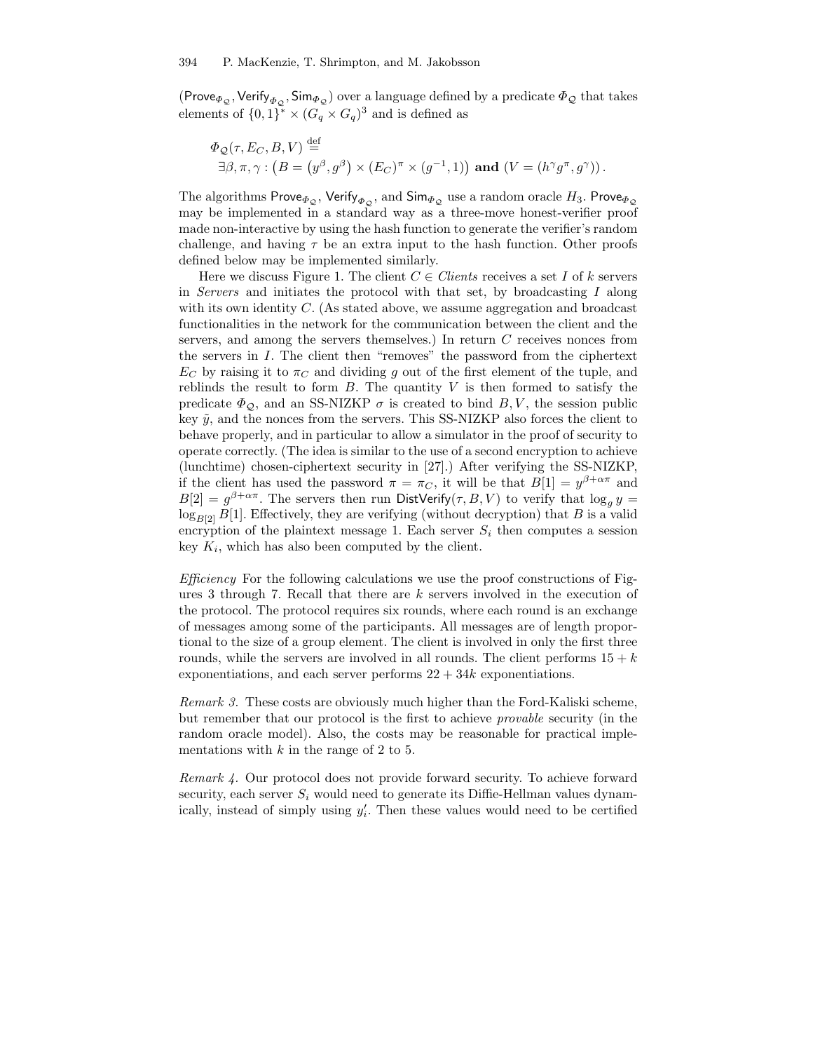$(\mathsf{Prove}_{\Phi_{\mathcal{Q}}}, \mathsf{Verify}_{\Phi_{\mathcal{Q}}}, \mathsf{Sim}_{\Phi_{\mathcal{Q}}})$ over a language defined by a predicate $\Phi_{\mathcal{Q}}$ that takes elements of $\{0,1\}^* \times (G_q \times G_q)^3$ and is defined as

$$\Phi_{\mathcal{Q}}(\tau, E_C, B, V) \stackrel{\text{def}}{=}$$
$$\exists \beta, \pi, \gamma : \left(B = \left(y^{\beta}, g^{\beta}\right) \times (E_C)^{\pi} \times (g^{-1}, 1)\right) \textbf{ and } \left(V = (h^{\gamma} g^{\pi}, g^{\gamma})\right).$$

The algorithms $\mathsf{Prove}_{\Phi_{\mathcal{Q}}}$, $\mathsf{Verify}_{\Phi_{\mathcal{Q}}}$, and $\mathsf{Sim}_{\Phi_{\mathcal{Q}}}$ use a random oracle $H_3$. $\mathsf{Prove}_{\Phi_{\mathcal{Q}}}$ may be implemented in a standard way as a three-move honest-verifier proof made non-interactive by using the hash function to generate the verifier's random challenge, and having $\tau$ be an extra input to the hash function. Other proofs defined below may be implemented similarly.

Here we discuss Figure 1. The client $C \in$ *Clients* receives a set $I$ of $k$ servers in *Servers* and initiates the protocol with that set, by broadcasting $I$ along with its own identity $C$. (As stated above, we assume aggregation and broadcast functionalities in the network for the communication between the client and the servers, and among the servers themselves.) In return $C$ receives nonces from the servers in $I$. The client then "removes" the password from the ciphertext $E_C$ by raising it to $\pi_C$ and dividing $g$ out of the first element of the tuple, and reblinds the result to form $B$. The quantity $V$ is then formed to satisfy the predicate $\Phi_{\mathcal{Q}}$, and an SS-NIZKP $\sigma$ is created to bind $B, V$, the session public key $\tilde{y}$, and the nonces from the servers. This SS-NIZKP also forces the client to behave properly, and in particular to allow a simulator in the proof of security to operate correctly. (The idea is similar to the use of a second encryption to achieve (lunchtime) chosen-ciphertext security in [27].) After verifying the SS-NIZKP, if the client has used the password $\pi = \pi_C$, it will be that $B[1] = y^{\beta+\alpha\pi}$ and $B[2] = g^{\beta+\alpha\pi}$. The servers then run $\mathsf{DistVerify}(\tau, B, V)$ to verify that $\log_g y = \log_{B[2]} B[1]$. Effectively, they are verifying (without decryption) that $B$ is a valid encryption of the plaintext message 1. Each server $S_i$ then computes a session key $K_i$, which has also been computed by the client.

*Efficiency* For the following calculations we use the proof constructions of Figures 3 through 7. Recall that there are $k$ servers involved in the execution of the protocol. The protocol requires six rounds, where each round is an exchange of messages among some of the participants. All messages are of length proportional to the size of a group element. The client is involved in only the first three rounds, while the servers are involved in all rounds. The client performs $15+k$ exponentiations, and each server performs $22+34k$ exponentiations.

*Remark 3.* These costs are obviously much higher than the Ford-Kaliski scheme, but remember that our protocol is the first to achieve *provable* security (in the random oracle model). Also, the costs may be reasonable for practical implementations with $k$ in the range of 2 to 5.

*Remark 4.* Our protocol does not provide forward security. To achieve forward security, each server $S_i$ would need to generate its Diffie-Hellman values dynamically, instead of simply using $y_i'$. Then these values would need to be certified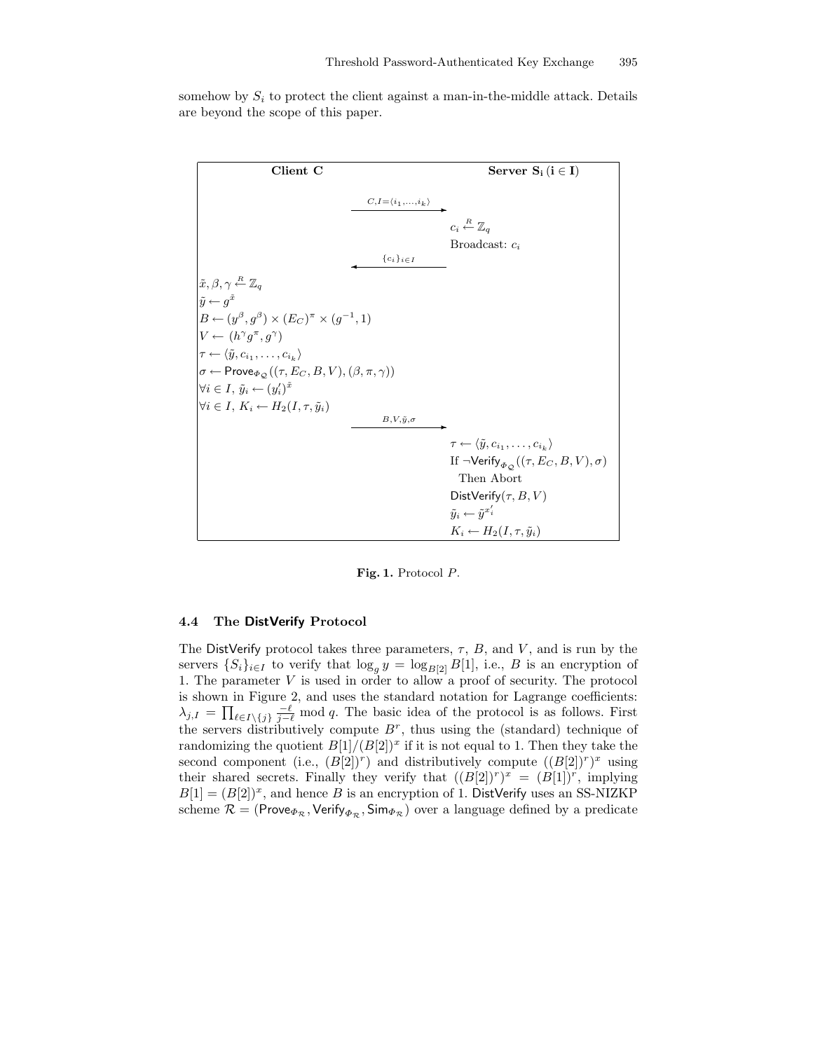somehow by $S_i$ to protect the client against a man-in-the-middle attack. Details are beyond the scope of this paper.

| **Client C** | | **Server $\mathbf{S_i}$ ($\mathbf{i \in I}$)** |
|---|---|---|
| | $\xrightarrow{C, I = \langle i_1, \ldots, i_k \rangle}$ | |
| | | $c_i \stackrel{R}{\leftarrow} \mathbb{Z}_q$ |
| | | Broadcast: $c_i$ |
| | $\xleftarrow{\{c_i\}_{i \in I}}$ | |
| $\tilde{x}, \beta, \gamma \stackrel{R}{\leftarrow} \mathbb{Z}_q$ | | |
| $\tilde{y} \leftarrow g^{\tilde{x}}$ | | |
| $B \leftarrow (y^{\beta}, g^{\beta}) \times (E_C)^{\pi} \times (g^{-1}, 1)$ | | |
| $V \leftarrow (h^{\gamma} g^{\pi}, g^{\gamma})$ | | |
| $\tau \leftarrow \langle \tilde{y}, c_{i_1}, \ldots, c_{i_k} \rangle$ | | |
| $\sigma \leftarrow \mathsf{Prove}_{\Phi_{\mathcal{Q}}}((\tau, E_C, B, V), (\beta, \pi, \gamma))$ | | |
| $\forall i \in I, \tilde{y}_i \leftarrow (y_i')^{\tilde{x}}$ | | |
| $\forall i \in I, K_i \leftarrow H_2(I, \tau, \tilde{y}_i)$ | | |
| | $\xrightarrow{B, V, \tilde{y}, \sigma}$ | |
| | | $\tau \leftarrow \langle \tilde{y}, c_{i_1}, \ldots, c_{i_k} \rangle$ |
| | | If $\neg\mathsf{Verify}_{\Phi_{\mathcal{Q}}}((\tau, E_C, B, V), \sigma)$ |
| | | Then Abort |
| | | $\mathsf{DistVerify}(\tau, B, V)$ |
| | | $\tilde{y}_i \leftarrow \tilde{y}^{x_i'}$ |
| | | $K_i \leftarrow H_2(I, \tau, \tilde{y}_i)$ |

**Fig. 1.** Protocol $P$.

### 4.4 The DistVerify Protocol

The DistVerify protocol takes three parameters, $\tau$, $B$, and $V$, and is run by the servers $\{S_i\}_{i \in I}$ to verify that $\log_g y = \log_{B[2]} B[1]$, i.e., $B$ is an encryption of 1. The parameter $V$ is used in order to allow a proof of security. The protocol is shown in Figure 2, and uses the standard notation for Lagrange coefficients: $\lambda_{j,I} = \prod_{\ell \in I \setminus \{j\}} \frac{-\ell}{j - \ell} \bmod q$. The basic idea of the protocol is as follows. First the servers distributively compute $B^r$, thus using the (standard) technique of randomizing the quotient $B[1]/(B[2])^x$ if it is not equal to 1. Then they take the second component (i.e., $(B[2])^r$) and distributively compute $((B[2])^r)^x$ using their shared secrets. Finally they verify that $((B[2])^r)^x = (B[1])^r$, implying $B[1] = (B[2])^x$, and hence $B$ is an encryption of 1. DistVerify uses an SS-NIZKP scheme $\mathcal{R} = (\mathsf{Prove}_{\Phi_{\mathcal{R}}}, \mathsf{Verify}_{\Phi_{\mathcal{R}}}, \mathsf{Sim}_{\Phi_{\mathcal{R}}})$ over a language defined by a predicate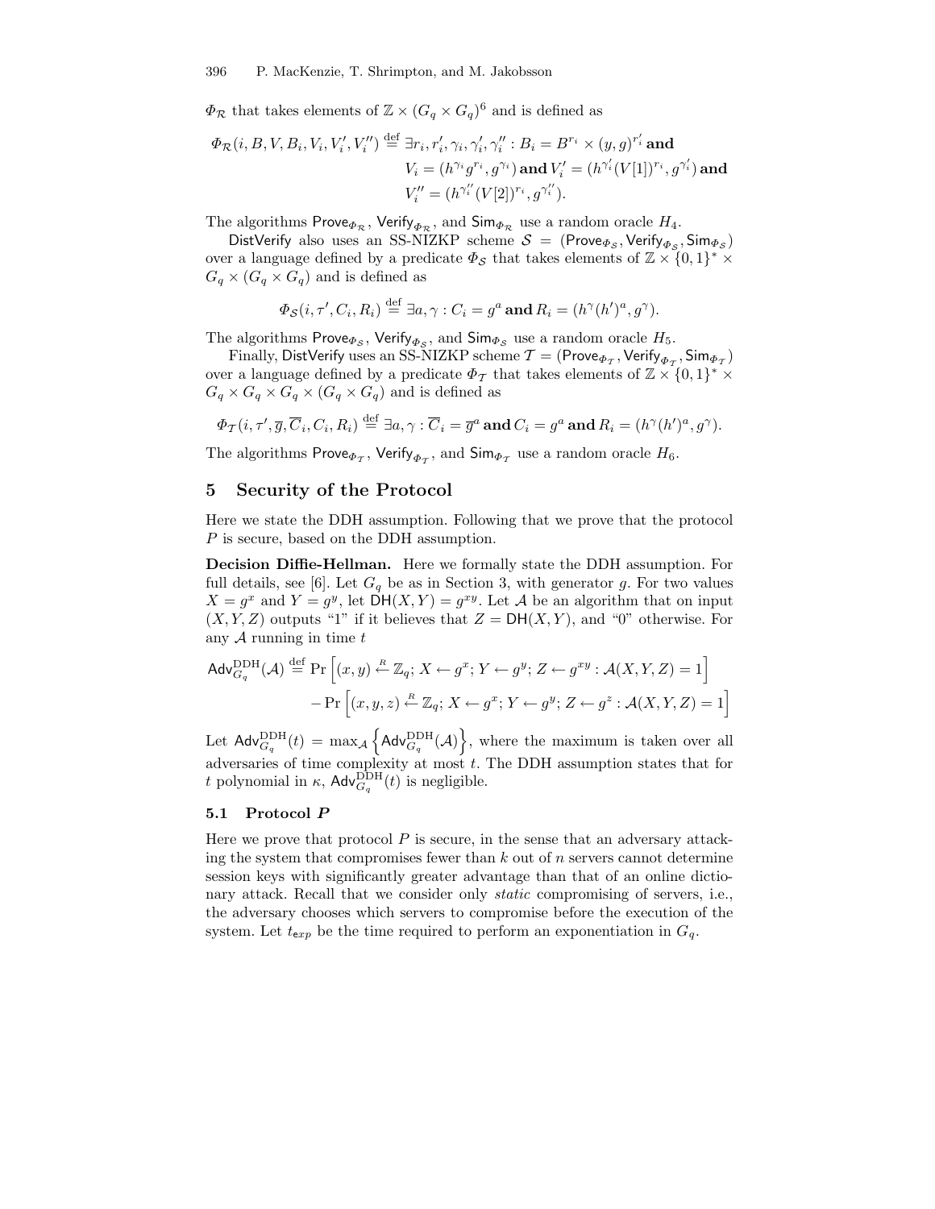$\Phi_{\mathcal{R}}$ that takes elements of $\mathbb{Z} \times (G_q \times G_q)^6$ and is defined as

$$\begin{aligned}\Phi_{\mathcal{R}}(i, B, V, B_i, V_i, V_i', V_i'') \stackrel{\text{def}}{=} \exists r_i, r_i', \gamma_i, \gamma_i', \gamma_i'' : B_i = B^{r_i} \times (y, g)^{r_i'} \,\textbf{and}\\ V_i = (h^{\gamma_i} g^{r_i}, g^{\gamma_i}) \,\textbf{and}\, V_i' = (h^{\gamma_i'} (V[1])^{r_i}, g^{\gamma_i'}) \,\textbf{and}\\ V_i'' = (h^{\gamma_i''} (V[2])^{r_i}, g^{\gamma_i''}).\end{aligned}$$

The algorithms $\mathsf{Prove}_{\Phi_{\mathcal{R}}}$, $\mathsf{Verify}_{\Phi_{\mathcal{R}}}$, and $\mathsf{Sim}_{\Phi_{\mathcal{R}}}$ use a random oracle $H_4$.

$\mathsf{DistVerify}$ also uses an SS-NIZKP scheme $\mathcal{S} = (\mathsf{Prove}_{\Phi_{\mathcal{S}}}, \mathsf{Verify}_{\Phi_{\mathcal{S}}}, \mathsf{Sim}_{\Phi_{\mathcal{S}}})$ over a language defined by a predicate $\Phi_{\mathcal{S}}$ that takes elements of $\mathbb{Z} \times \{0,1\}^* \times G_q \times (G_q \times G_q)$ and is defined as

$$\Phi_{\mathcal{S}}(i, \tau', C_i, R_i) \stackrel{\text{def}}{=} \exists a, \gamma : C_i = g^a \,\textbf{and}\, R_i = (h^{\gamma} (h')^a, g^{\gamma}).$$

The algorithms $\mathsf{Prove}_{\Phi_{\mathcal{S}}}$, $\mathsf{Verify}_{\Phi_{\mathcal{S}}}$, and $\mathsf{Sim}_{\Phi_{\mathcal{S}}}$ use a random oracle $H_5$.

Finally, $\mathsf{DistVerify}$ uses an SS-NIZKP scheme $\mathcal{T} = (\mathsf{Prove}_{\Phi_{\mathcal{T}}}, \mathsf{Verify}_{\Phi_{\mathcal{T}}}, \mathsf{Sim}_{\Phi_{\mathcal{T}}})$ over a language defined by a predicate $\Phi_{\mathcal{T}}$ that takes elements of $\mathbb{Z} \times \{0,1\}^* \times G_q \times G_q \times G_q \times (G_q \times G_q)$ and is defined as

$$\Phi_{\mathcal{T}}(i, \tau', \overline{g}, \overline{C}_i, C_i, R_i) \stackrel{\text{def}}{=} \exists a, \gamma : \overline{C}_i = \overline{g}^a \,\textbf{and}\, C_i = g^a \,\textbf{and}\, R_i = (h^{\gamma} (h')^a, g^{\gamma}).$$

The algorithms $\mathsf{Prove}_{\Phi_{\mathcal{T}}}$, $\mathsf{Verify}_{\Phi_{\mathcal{T}}}$, and $\mathsf{Sim}_{\Phi_{\mathcal{T}}}$ use a random oracle $H_6$.

## 5 Security of the Protocol

Here we state the DDH assumption. Following that we prove that the protocol $P$ is secure, based on the DDH assumption.

**Decision Diffie-Hellman.** Here we formally state the DDH assumption. For full details, see [6]. Let $G_q$ be as in Section 3, with generator $g$. For two values $X = g^x$ and $Y = g^y$, let $\mathsf{DH}(X, Y) = g^{xy}$. Let $\mathcal{A}$ be an algorithm that on input $(X, Y, Z)$ outputs "1" if it believes that $Z = \mathsf{DH}(X, Y)$, and "0" otherwise. For any $\mathcal{A}$ running in time $t$

$$\begin{aligned}\mathsf{Adv}_{G_q}^{\mathrm{DDH}}(\mathcal{A}) \stackrel{\text{def}}{=} &\Pr\left[(x, y) \stackrel{R}{\leftarrow} \mathbb{Z}_q; X \leftarrow g^x; Y \leftarrow g^y; Z \leftarrow g^{xy} : \mathcal{A}(X, Y, Z) = 1\right]\\ &- \Pr\left[(x, y, z) \stackrel{R}{\leftarrow} \mathbb{Z}_q; X \leftarrow g^x; Y \leftarrow g^y; Z \leftarrow g^z : \mathcal{A}(X, Y, Z) = 1\right]\end{aligned}$$

Let $\mathsf{Adv}_{G_q}^{\mathrm{DDH}}(t) = \max_{\mathcal{A}} \left\{\mathsf{Adv}_{G_q}^{\mathrm{DDH}}(\mathcal{A})\right\}$, where the maximum is taken over all adversaries of time complexity at most $t$. The DDH assumption states that for $t$ polynomial in $\kappa$, $\mathsf{Adv}_{G_q}^{\mathrm{DDH}}(t)$ is negligible.

### 5.1 Protocol *P*

Here we prove that protocol $P$ is secure, in the sense that an adversary attacking the system that compromises fewer than $k$ out of $n$ servers cannot determine session keys with significantly greater advantage than that of an online dictionary attack. Recall that we consider only *static* compromising of servers, i.e., the adversary chooses which servers to compromise before the execution of the system. Let $t_{\mathsf{exp}}$ be the time required to perform an exponentiation in $G_q$.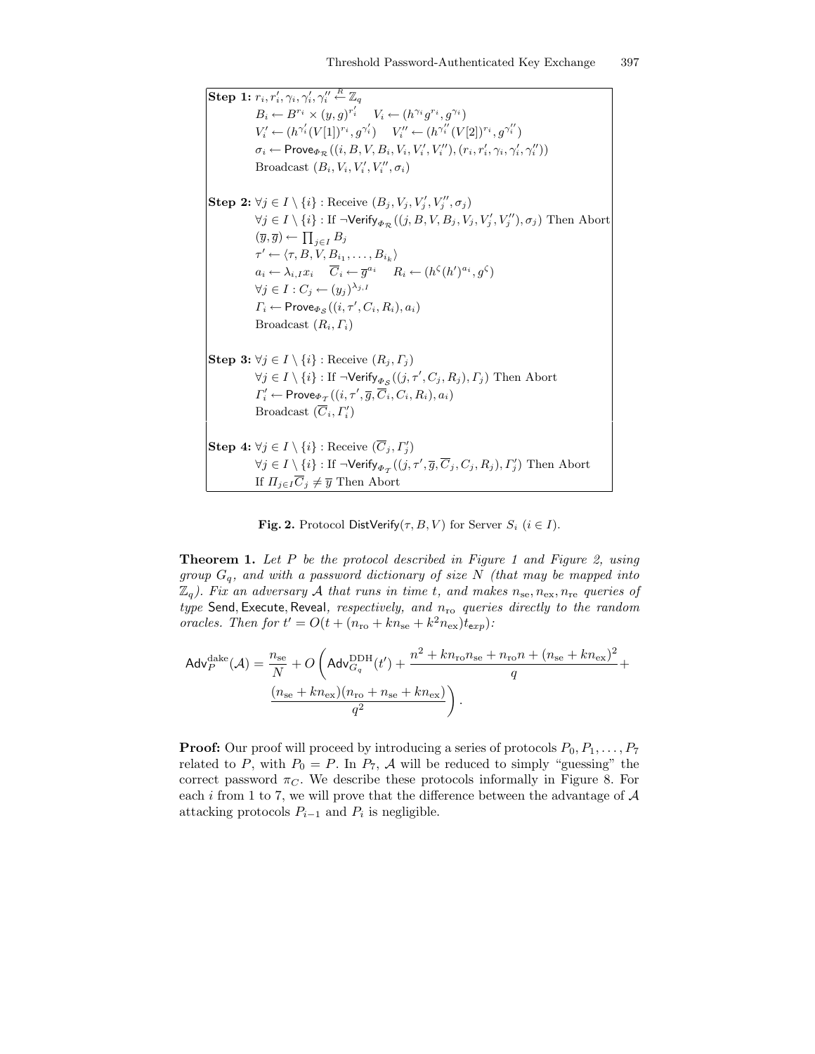**Step 1:** $r_i, r'_i, \gamma_i, \gamma'_i, \gamma''_i \stackrel{R}{\leftarrow} \mathbb{Z}_q$

$B_i \leftarrow B^{r_i} \times (y, g)^{r'_i} \quad V_i \leftarrow (h^{\gamma_i} g^{r_i}, g^{\gamma_i})$

$V'_i \leftarrow (h^{\gamma'_i}(V[1])^{r_i}, g^{\gamma'_i}) \quad V''_i \leftarrow (h^{\gamma''_i}(V[2])^{r_i}, g^{\gamma''_i})$

$\sigma_i \leftarrow \mathsf{Prove}_{\Phi_\mathcal{R}}((i, B, V, B_i, V_i, V'_i, V''_i), (r_i, r'_i, \gamma_i, \gamma'_i, \gamma''_i))$

Broadcast $(B_i, V_i, V'_i, V''_i, \sigma_i)$

**Step 2:** $\forall j \in I \setminus \{i\}$ : Receive $(B_j, V_j, V'_j, V''_j, \sigma_j)$

$\forall j \in I \setminus \{i\}$ : If $\neg\mathsf{Verify}_{\Phi_\mathcal{R}}((j, B, V, B_j, V_j, V'_j, V''_j), \sigma_j)$ Then Abort

$(\overline{y}, \overline{g}) \leftarrow \prod_{j \in I} B_j$

$\tau' \leftarrow \langle \tau, B, V, B_{i_1}, \ldots, B_{i_k} \rangle$

$a_i \leftarrow \lambda_{i,I} x_i \quad \overline{C}_i \leftarrow \overline{g}^{a_i} \quad R_i \leftarrow (h^\zeta (h')^{a_i}, g^\zeta)$

$\forall j \in I : C_j \leftarrow (y_j)^{\lambda_{j,I}}$

$\Gamma_i \leftarrow \mathsf{Prove}_{\Phi_\mathcal{S}}((i, \tau', C_i, R_i), a_i)$

Broadcast $(R_i, \Gamma_i)$

**Step 3:** $\forall j \in I \setminus \{i\}$ : Receive $(R_j, \Gamma_j)$

$\forall j \in I \setminus \{i\}$ : If $\neg\mathsf{Verify}_{\Phi_\mathcal{S}}((j, \tau', C_j, R_j), \Gamma_j)$ Then Abort

$\Gamma'_i \leftarrow \mathsf{Prove}_{\Phi_\mathcal{T}}((i, \tau', \overline{g}, \overline{C}_i, C_i, R_i), a_i)$

Broadcast $(\overline{C}_i, \Gamma'_i)$

**Step 4:** $\forall j \in I \setminus \{i\}$ : Receive $(\overline{C}_j, \Gamma'_j)$

$\forall j \in I \setminus \{i\}$ : If $\neg\mathsf{Verify}_{\Phi_\mathcal{T}}((j, \tau', \overline{g}, \overline{C}_j, C_j, R_j), \Gamma'_j)$ Then Abort

If $\Pi_{j \in I} \overline{C}_j \neq \overline{y}$ Then Abort

**Fig. 2.** Protocol $\mathsf{DistVerify}(\tau, B, V)$ for Server $S_i$ $(i \in I)$.

**Theorem 1.** *Let $P$ be the protocol described in Figure 1 and Figure 2, using group $G_q$, and with a password dictionary of size $N$ (that may be mapped into $\mathbb{Z}_q$). Fix an adversary $\mathcal{A}$ that runs in time $t$, and makes $n_{\mathrm{se}}, n_{\mathrm{ex}}, n_{\mathrm{re}}$ queries of type* Send, Execute, Reveal*, respectively, and $n_{\mathrm{ro}}$ queries directly to the random oracles. Then for $t' = O(t + (n_{\mathrm{ro}} + kn_{\mathrm{se}} + k^2 n_{\mathrm{ex}})t_{\mathsf{exp}})$:*

$$\mathsf{Adv}_P^{\mathrm{dake}}(\mathcal{A}) = \frac{n_{\mathrm{se}}}{N} + O\left(\mathsf{Adv}_{G_q}^{\mathrm{DDH}}(t') + \frac{n^2 + kn_{\mathrm{ro}}n_{\mathrm{se}} + n_{\mathrm{ro}}n + (n_{\mathrm{se}} + kn_{\mathrm{ex}})^2}{q} + \frac{(n_{\mathrm{se}} + kn_{\mathrm{ex}})(n_{\mathrm{ro}} + n_{\mathrm{se}} + kn_{\mathrm{ex}})}{q^2}\right).$$

**Proof:** Our proof will proceed by introducing a series of protocols $P_0, P_1, \ldots, P_7$ related to $P$, with $P_0 = P$. In $P_7$, $\mathcal{A}$ will be reduced to simply "guessing" the correct password $\pi_C$. We describe these protocols informally in Figure 8. For each $i$ from 1 to 7, we will prove that the difference between the advantage of $\mathcal{A}$ attacking protocols $P_{i-1}$ and $P_i$ is negligible.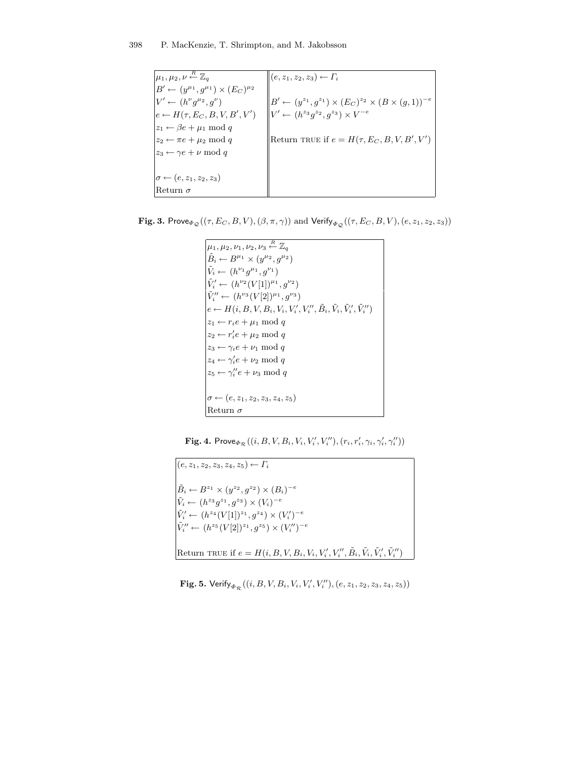| $\mu_1, \mu_2, \nu \xleftarrow{R} \mathbb{Z}_q$ | $(e, z_1, z_2, z_3) \leftarrow \Gamma_i$ |
|---|---|
| $B' \leftarrow (y^{\mu_1}, g^{\mu_1}) \times (E_C)^{\mu_2}$ | |
| $V' \leftarrow (h^{\nu} g^{\mu_2}, g^{\nu})$ | $B' \leftarrow (y^{z_1}, g^{z_1}) \times (E_C)^{z_2} \times (B \times (g, 1))^{-e}$ |
| $e \leftarrow H(\tau, E_C, B, V, B', V')$ | $V' \leftarrow (h^{z_3} g^{z_2}, g^{z_3}) \times V^{-e}$ |
| $z_1 \leftarrow \beta e + \mu_1 \bmod q$ | |
| $z_2 \leftarrow \pi e + \mu_2 \bmod q$ | Return TRUE if $e = H(\tau, E_C, B, V, B', V')$ |
| $z_3 \leftarrow \gamma e + \nu \bmod q$ | |
| $\sigma \leftarrow (e, z_1, z_2, z_3)$ | |
| Return $\sigma$ | |

**Fig. 3.** $\mathsf{Prove}_{\Phi_\mathcal{Q}}((\tau, E_C, B, V), (\beta, \pi, \gamma))$ and $\mathsf{Verify}_{\Phi_\mathcal{Q}}((\tau, E_C, B, V), (e, z_1, z_2, z_3))$

$$
\begin{aligned}
&\mu_1, \mu_2, \nu_1, \nu_2, \nu_3 \xleftarrow{R} \mathbb{Z}_q \\
&\tilde{B}_i \leftarrow B^{\mu_1} \times (y^{\mu_2}, g^{\mu_2}) \\
&\tilde{V}_i \leftarrow (h^{\nu_1} g^{\mu_1}, g^{\nu_1}) \\
&\tilde{V}'_i \leftarrow (h^{\nu_2} (V[1])^{\mu_1}, g^{\nu_2}) \\
&\tilde{V}''_i \leftarrow (h^{\nu_3} (V[2])^{\mu_1}, g^{\nu_3}) \\
&e \leftarrow H(i, B, V, B_i, V_i, V'_i, V''_i, \tilde{B}_i, \tilde{V}_i, \tilde{V}'_i, \tilde{V}''_i) \\
&z_1 \leftarrow r_i e + \mu_1 \bmod q \\
&z_2 \leftarrow r'_i e + \mu_2 \bmod q \\
&z_3 \leftarrow \gamma_i e + \nu_1 \bmod q \\
&z_4 \leftarrow \gamma'_i e + \nu_2 \bmod q \\
&z_5 \leftarrow \gamma''_i e + \nu_3 \bmod q \\
&\sigma \leftarrow (e, z_1, z_2, z_3, z_4, z_5) \\
&\text{Return } \sigma
\end{aligned}
$$

**Fig. 4.** $\mathsf{Prove}_{\Phi_\mathcal{R}}((i, B, V, B_i, V_i, V'_i, V''_i), (r_i, r'_i, \gamma_i, \gamma'_i, \gamma''_i))$

$$
\begin{aligned}
&(e, z_1, z_2, z_3, z_4, z_5) \leftarrow \Gamma_i \\
&\tilde{B}_i \leftarrow B^{z_1} \times (y^{z_2}, g^{z_2}) \times (B_i)^{-e} \\
&\tilde{V}_i \leftarrow (h^{z_3} g^{z_1}, g^{z_3}) \times (V_i)^{-e} \\
&\tilde{V}'_i \leftarrow (h^{z_4} (V[1])^{z_1}, g^{z_4}) \times (V'_i)^{-e} \\
&\tilde{V}''_i \leftarrow (h^{z_5} (V[2])^{z_1}, g^{z_5}) \times (V''_i)^{-e} \\
&\text{Return TRUE if } e = H(i, B, V, B_i, V_i, V'_i, V''_i, \tilde{B}_i, \tilde{V}_i, \tilde{V}'_i, \tilde{V}''_i)
\end{aligned}
$$

**Fig. 5.** $\mathsf{Verify}_{\Phi_\mathcal{R}}((i, B, V, B_i, V_i, V'_i, V''_i), (e, z_1, z_2, z_3, z_4, z_5))$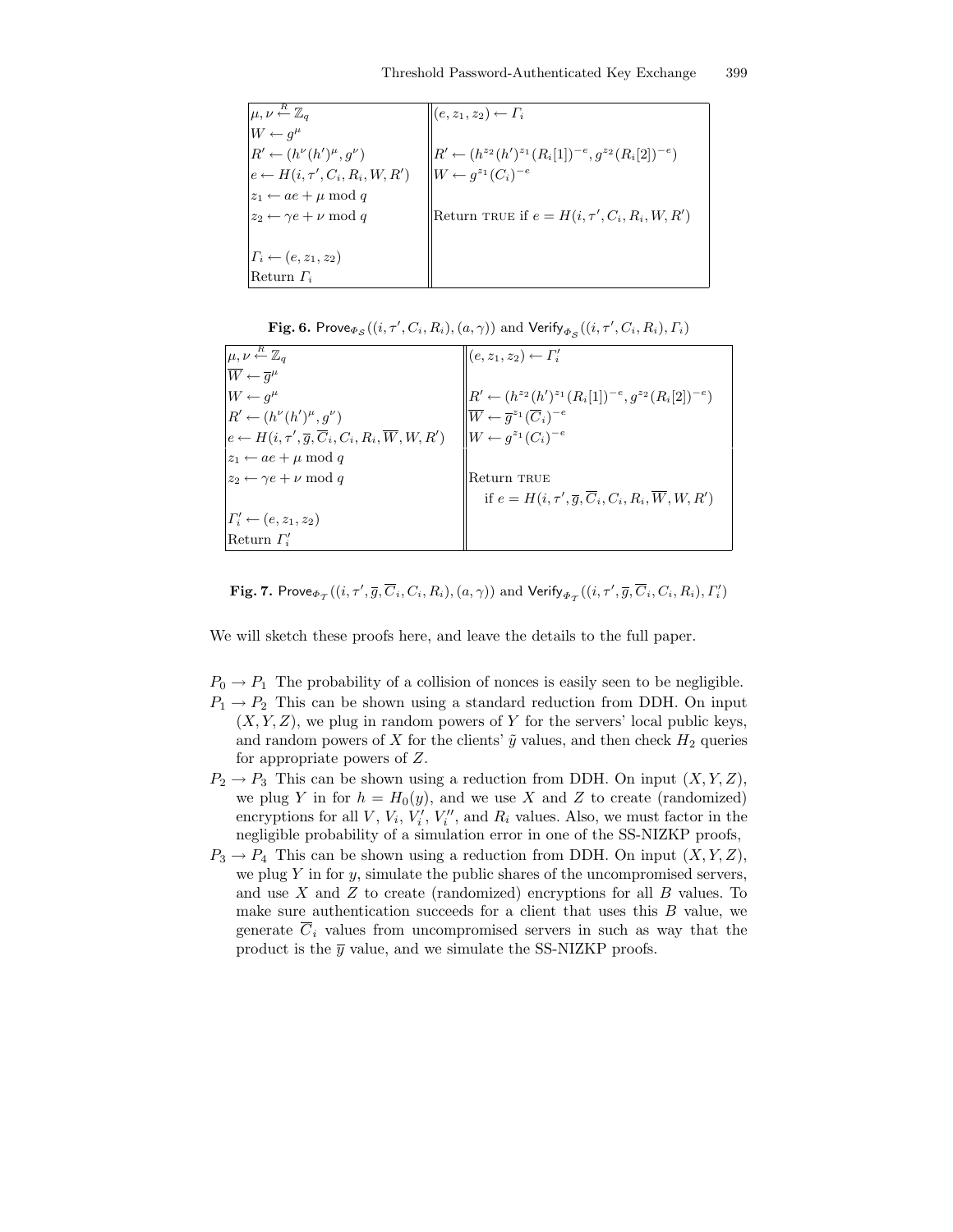| | |
|---|---|
| $\mu, \nu \xleftarrow{R} \mathbb{Z}_q$ | $(e, z_1, z_2) \leftarrow \Gamma_i$ |
| $W \leftarrow g^{\mu}$ | |
| $R' \leftarrow (h^{\nu}(h')^{\mu}, g^{\nu})$ | $R' \leftarrow (h^{z_2}(h')^{z_1}(R_i[1])^{-e}, g^{z_2}(R_i[2])^{-e})$ |
| $e \leftarrow H(i, \tau', C_i, R_i, W, R')$ | $W \leftarrow g^{z_1}(C_i)^{-e}$ |
| $z_1 \leftarrow ae + \mu \bmod q$ | |
| $z_2 \leftarrow \gamma e + \nu \bmod q$ | Return TRUE if $e = H(i, \tau', C_i, R_i, W, R')$ |
| $\Gamma_i \leftarrow (e, z_1, z_2)$ | |
| Return $\Gamma_i$ | |

**Fig. 6.** $\mathsf{Prove}_{\Phi_\mathcal{S}}((i, \tau', C_i, R_i), (a, \gamma))$ and $\mathsf{Verify}_{\Phi_\mathcal{S}}((i, \tau', C_i, R_i), \Gamma_i)$

| | |
|---|---|
| $\mu, \nu \xleftarrow{R} \mathbb{Z}_q$ | $(e, z_1, z_2) \leftarrow \Gamma_i'$ |
| $\overline{W} \leftarrow \overline{g}^{\mu}$ | |
| $W \leftarrow g^{\mu}$ | $R' \leftarrow (h^{z_2}(h')^{z_1}(R_i[1])^{-e}, g^{z_2}(R_i[2])^{-e})$ |
| $R' \leftarrow (h^{\nu}(h')^{\mu}, g^{\nu})$ | $\overline{W} \leftarrow \overline{g}^{z_1}(\overline{C}_i)^{-e}$ |
| $e \leftarrow H(i, \tau', \overline{g}, \overline{C}_i, C_i, R_i, \overline{W}, W, R')$ | $W \leftarrow g^{z_1}(C_i)^{-e}$ |
| $z_1 \leftarrow ae + \mu \bmod q$ | |
| $z_2 \leftarrow \gamma e + \nu \bmod q$ | Return TRUE |
| | if $e = H(i, \tau', \overline{g}, \overline{C}_i, C_i, R_i, \overline{W}, W, R')$ |
| $\Gamma_i' \leftarrow (e, z_1, z_2)$ | |
| Return $\Gamma_i'$ | |

**Fig. 7.** $\mathsf{Prove}_{\Phi_\mathcal{T}}((i, \tau', \overline{g}, \overline{C}_i, C_i, R_i), (a, \gamma))$ and $\mathsf{Verify}_{\Phi_\mathcal{T}}((i, \tau', \overline{g}, \overline{C}_i, C_i, R_i), \Gamma_i')$

We will sketch these proofs here, and leave the details to the full paper.

- $P_0 \rightarrow P_1$ The probability of a collision of nonces is easily seen to be negligible.
- $P_1 \rightarrow P_2$ This can be shown using a standard reduction from DDH. On input $(X, Y, Z)$, we plug in random powers of $Y$ for the servers' local public keys, and random powers of $X$ for the clients' $\tilde{y}$ values, and then check $H_2$ queries for appropriate powers of $Z$.
- $P_2 \rightarrow P_3$ This can be shown using a reduction from DDH. On input $(X, Y, Z)$, we plug $Y$ in for $h = H_0(y)$, and we use $X$ and $Z$ to create (randomized) encryptions for all $V$, $V_i$, $V_i'$, $V_i''$, and $R_i$ values. Also, we must factor in the negligible probability of a simulation error in one of the SS-NIZKP proofs,
- $P_3 \rightarrow P_4$ This can be shown using a reduction from DDH. On input $(X, Y, Z)$, we plug $Y$ in for $y$, simulate the public shares of the uncompromised servers, and use $X$ and $Z$ to create (randomized) encryptions for all $B$ values. To make sure authentication succeeds for a client that uses this $B$ value, we generate $\overline{C}_i$ values from uncompromised servers in such as way that the product is the $\overline{y}$ value, and we simulate the SS-NIZKP proofs.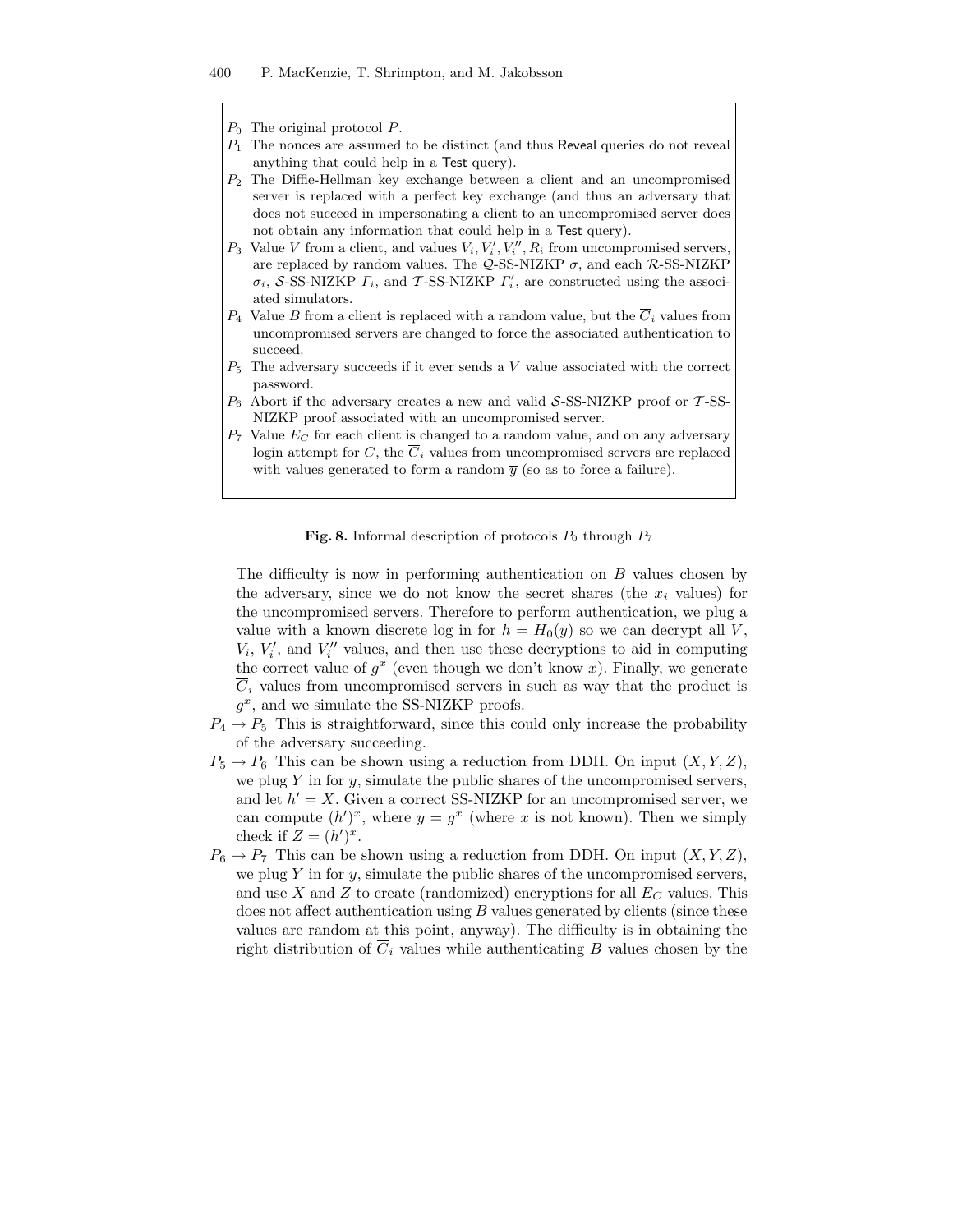- $P_0$ The original protocol $P$.
- $P_1$ The nonces are assumed to be distinct (and thus Reveal queries do not reveal anything that could help in a Test query).
- $P_2$ The Diffie-Hellman key exchange between a client and an uncompromised server is replaced with a perfect key exchange (and thus an adversary that does not succeed in impersonating a client to an uncompromised server does not obtain any information that could help in a Test query).
- $P_3$ Value $V$ from a client, and values $V_i, V_i', V_i'', R_i$ from uncompromised servers, are replaced by random values. The $\mathcal{Q}$-SS-NIZKP $\sigma$, and each $\mathcal{R}$-SS-NIZKP $\sigma_i$, $\mathcal{S}$-SS-NIZKP $\Gamma_i$, and $\mathcal{T}$-SS-NIZKP $\Gamma_i'$, are constructed using the associated simulators.
- $P_4$ Value $B$ from a client is replaced with a random value, but the $\overline{C}_i$ values from uncompromised servers are changed to force the associated authentication to succeed.
- $P_5$ The adversary succeeds if it ever sends a $V$ value associated with the correct password.
- $P_6$ Abort if the adversary creates a new and valid $\mathcal{S}$-SS-NIZKP proof or $\mathcal{T}$-SS-NIZKP proof associated with an uncompromised server.
- $P_7$ Value $E_C$ for each client is changed to a random value, and on any adversary login attempt for $C$, the $\overline{C}_i$ values from uncompromised servers are replaced with values generated to form a random $\overline{y}$ (so as to force a failure).

**Fig. 8.** Informal description of protocols $P_0$ through $P_7$

The difficulty is now in performing authentication on $B$ values chosen by the adversary, since we do not know the secret shares (the $x_i$ values) for the uncompromised servers. Therefore to perform authentication, we plug a value with a known discrete log in for $h = H_0(y)$ so we can decrypt all $V$, $V_i$, $V_i'$, and $V_i''$ values, and then use these decryptions to aid in computing the correct value of $\overline{g}^x$ (even though we don't know $x$). Finally, we generate $\overline{C}_i$ values from uncompromised servers in such as way that the product is $\overline{g}^x$, and we simulate the SS-NIZKP proofs.

$P_4 \rightarrow P_5$ This is straightforward, since this could only increase the probability of the adversary succeeding.

$P_5 \rightarrow P_6$ This can be shown using a reduction from DDH. On input $(X, Y, Z)$, we plug $Y$ in for $y$, simulate the public shares of the uncompromised servers, and let $h' = X$. Given a correct SS-NIZKP for an uncompromised server, we can compute $(h')^x$, where $y = g^x$ (where $x$ is not known). Then we simply check if $Z = (h')^x$.

$P_6 \rightarrow P_7$ This can be shown using a reduction from DDH. On input $(X, Y, Z)$, we plug $Y$ in for $y$, simulate the public shares of the uncompromised servers, and use $X$ and $Z$ to create (randomized) encryptions for all $E_C$ values. This does not affect authentication using $B$ values generated by clients (since these values are random at this point, anyway). The difficulty is in obtaining the right distribution of $\overline{C}_i$ values while authenticating $B$ values chosen by the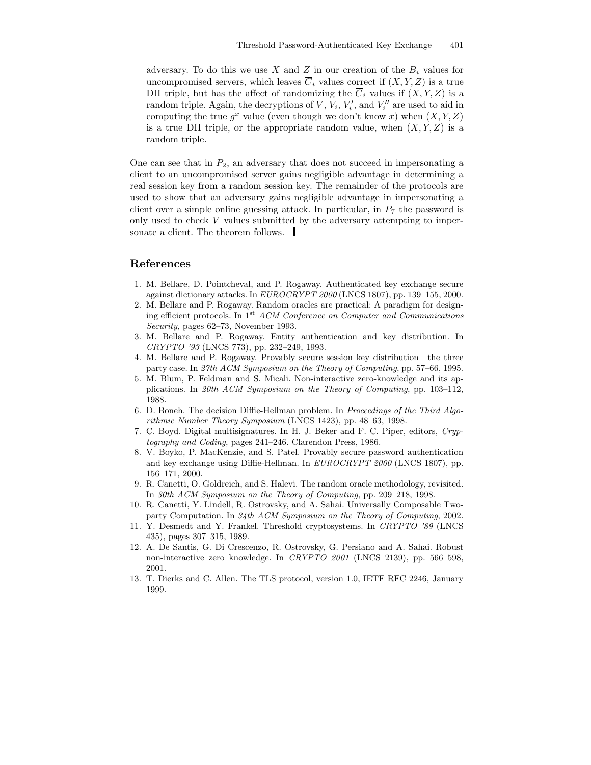adversary. To do this we use $X$ and $Z$ in our creation of the $B_i$ values for uncompromised servers, which leaves $\overline{C}_i$ values correct if $(X, Y, Z)$ is a true DH triple, but has the affect of randomizing the $\overline{C}_i$ values if $(X, Y, Z)$ is a random triple. Again, the decryptions of $V$, $V_i$, $V_i'$, and $V_i''$ are used to aid in computing the true $\overline{g}^x$ value (even though we don't know $x$) when $(X, Y, Z)$ is a true DH triple, or the appropriate random value, when $(X, Y, Z)$ is a random triple.

One can see that in $P_2$, an adversary that does not succeed in impersonating a client to an uncompromised server gains negligible advantage in determining a real session key from a random session key. The remainder of the protocols are used to show that an adversary gains negligible advantage in impersonating a client over a simple online guessing attack. In particular, in $P_7$ the password is only used to check $V$ values submitted by the adversary attempting to impersonate a client. The theorem follows. ∎

## References

1. M. Bellare, D. Pointcheval, and P. Rogaway. Authenticated key exchange secure against dictionary attacks. In *EUROCRYPT 2000* (LNCS 1807), pp. 139–155, 2000.
2. M. Bellare and P. Rogaway. Random oracles are practical: A paradigm for designing efficient protocols. In 1st *ACM Conference on Computer and Communications Security*, pages 62–73, November 1993.
3. M. Bellare and P. Rogaway. Entity authentication and key distribution. In *CRYPTO '93* (LNCS 773), pp. 232–249, 1993.
4. M. Bellare and P. Rogaway. Provably secure session key distribution—the three party case. In *27th ACM Symposium on the Theory of Computing*, pp. 57–66, 1995.
5. M. Blum, P. Feldman and S. Micali. Non-interactive zero-knowledge and its applications. In *20th ACM Symposium on the Theory of Computing*, pp. 103–112, 1988.
6. D. Boneh. The decision Diffie-Hellman problem. In *Proceedings of the Third Algorithmic Number Theory Symposium* (LNCS 1423), pp. 48–63, 1998.
7. C. Boyd. Digital multisignatures. In H. J. Beker and F. C. Piper, editors, *Cryptography and Coding*, pages 241–246. Clarendon Press, 1986.
8. V. Boyko, P. MacKenzie, and S. Patel. Provably secure password authentication and key exchange using Diffie-Hellman. In *EUROCRYPT 2000* (LNCS 1807), pp. 156–171, 2000.
9. R. Canetti, O. Goldreich, and S. Halevi. The random oracle methodology, revisited. In *30th ACM Symposium on the Theory of Computing*, pp. 209–218, 1998.
10. R. Canetti, Y. Lindell, R. Ostrovsky, and A. Sahai. Universally Composable Two-party Computation. In *34th ACM Symposium on the Theory of Computing*, 2002.
11. Y. Desmedt and Y. Frankel. Threshold cryptosystems. In *CRYPTO '89* (LNCS 435), pages 307–315, 1989.
12. A. De Santis, G. Di Crescenzo, R. Ostrovsky, G. Persiano and A. Sahai. Robust non-interactive zero knowledge. In *CRYPTO 2001* (LNCS 2139), pp. 566–598, 2001.
13. T. Dierks and C. Allen. The TLS protocol, version 1.0, IETF RFC 2246, January 1999.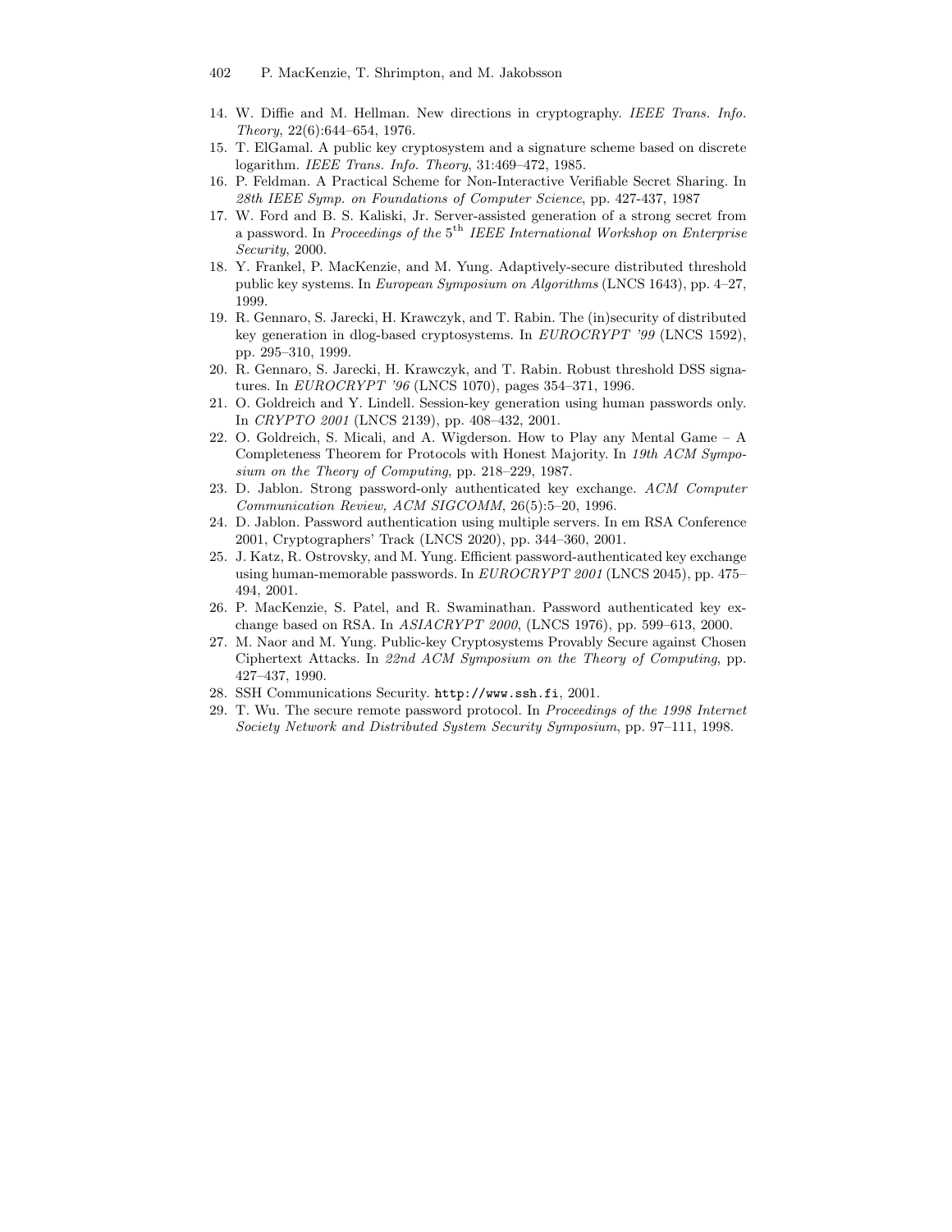14. W. Diffie and M. Hellman. New directions in cryptography. *IEEE Trans. Info. Theory*, 22(6):644–654, 1976.
15. T. ElGamal. A public key cryptosystem and a signature scheme based on discrete logarithm. *IEEE Trans. Info. Theory*, 31:469–472, 1985.
16. P. Feldman. A Practical Scheme for Non-Interactive Verifiable Secret Sharing. In *28th IEEE Symp. on Foundations of Computer Science*, pp. 427-437, 1987
17. W. Ford and B. S. Kaliski, Jr. Server-assisted generation of a strong secret from a password. In *Proceedings of the* 5[th] *IEEE International Workshop on Enterprise Security*, 2000.
18. Y. Frankel, P. MacKenzie, and M. Yung. Adaptively-secure distributed threshold public key systems. In *European Symposium on Algorithms* (LNCS 1643), pp. 4–27, 1999.
19. R. Gennaro, S. Jarecki, H. Krawczyk, and T. Rabin. The (in)security of distributed key generation in dlog-based cryptosystems. In *EUROCRYPT '99* (LNCS 1592), pp. 295–310, 1999.
20. R. Gennaro, S. Jarecki, H. Krawczyk, and T. Rabin. Robust threshold DSS signatures. In *EUROCRYPT '96* (LNCS 1070), pages 354–371, 1996.
21. O. Goldreich and Y. Lindell. Session-key generation using human passwords only. In *CRYPTO 2001* (LNCS 2139), pp. 408–432, 2001.
22. O. Goldreich, S. Micali, and A. Wigderson. How to Play any Mental Game – A Completeness Theorem for Protocols with Honest Majority. In *19th ACM Symposium on the Theory of Computing*, pp. 218–229, 1987.
23. D. Jablon. Strong password-only authenticated key exchange. *ACM Computer Communication Review, ACM SIGCOMM*, 26(5):5–20, 1996.
24. D. Jablon. Password authentication using multiple servers. In em RSA Conference 2001, Cryptographers' Track (LNCS 2020), pp. 344–360, 2001.
25. J. Katz, R. Ostrovsky, and M. Yung. Efficient password-authenticated key exchange using human-memorable passwords. In *EUROCRYPT 2001* (LNCS 2045), pp. 475–494, 2001.
26. P. MacKenzie, S. Patel, and R. Swaminathan. Password authenticated key exchange based on RSA. In *ASIACRYPT 2000*, (LNCS 1976), pp. 599–613, 2000.
27. M. Naor and M. Yung. Public-key Cryptosystems Provably Secure against Chosen Ciphertext Attacks. In *22nd ACM Symposium on the Theory of Computing*, pp. 427–437, 1990.
28. SSH Communications Security. `http://www.ssh.fi`, 2001.
29. T. Wu. The secure remote password protocol. In *Proceedings of the 1998 Internet Society Network and Distributed System Security Symposium*, pp. 97–111, 1998.